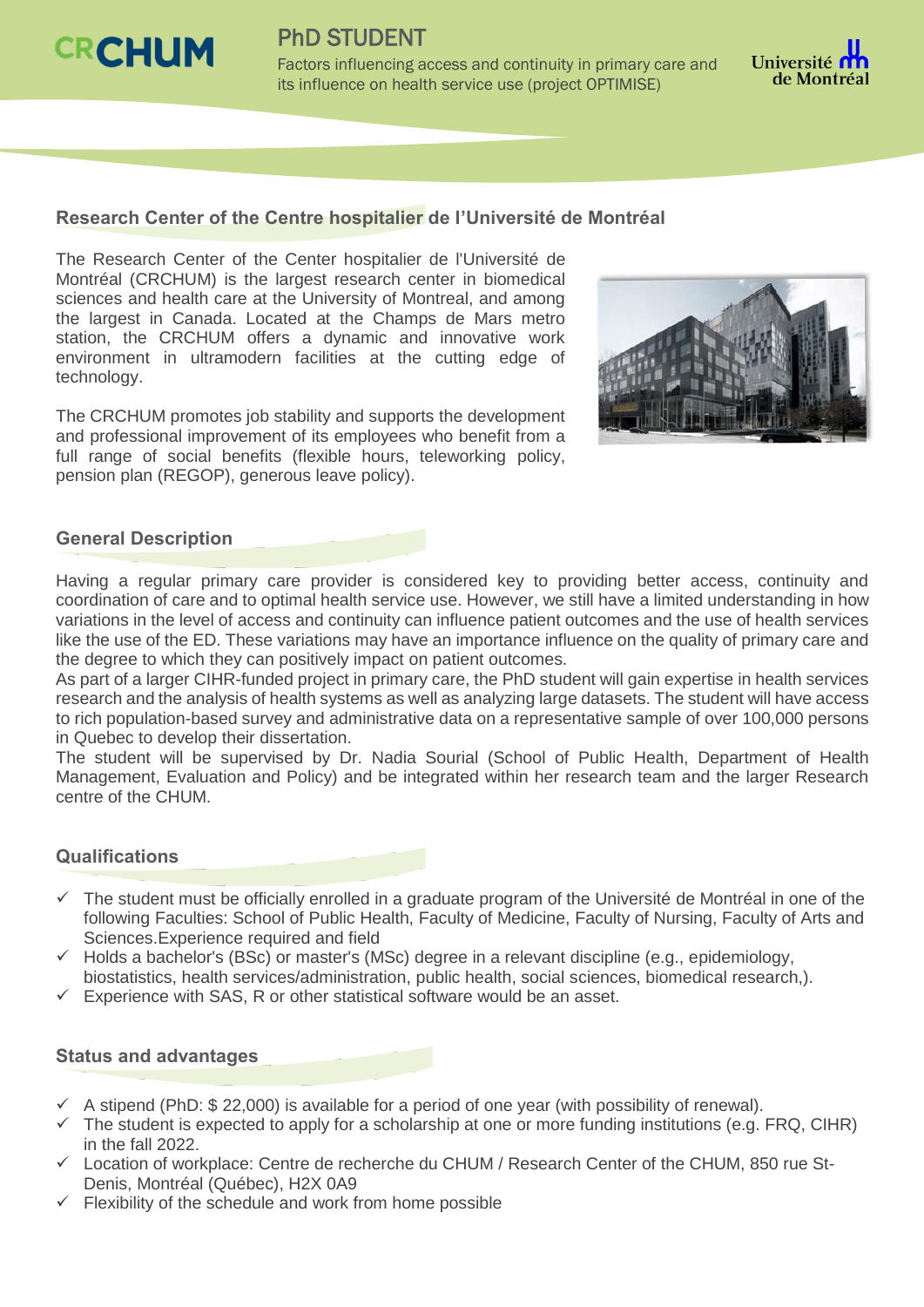# PhD STUDENT

Factors influencing access and continuity in primary care and its influence on health service use (project OPTIMISE)

## Research Center of the Centre hospitalier de l'Université de Montréal

The Research Center of the Center hospitalier de l'Université de Montréal (CRCHUM) is the largest research center in biomedical sciences and health care at the University of Montreal, and among the largest in Canada. Located at the Champs de Mars metro station, the CRCHUM offers a dynamic and innovative work environment in ultramodern facilities at the cutting edge of technology.

The CRCHUM promotes job stability and supports the development and professional improvement of its employees who benefit from a full range of social benefits (flexible hours, teleworking policy, pension plan (REGOP), generous leave policy).

## General Description

Having a regular primary care provider is considered key to providing better access, continuity and coordination of care and to optimal health service use. However, we still have a limited understanding in how variations in the level of access and continuity can influence patient outcomes and the use of health services like the use of the ED. These variations may have an importance influence on the quality of primary care and the degree to which they can positively impact on patient outcomes.

As part of a larger CIHR-funded project in primary care, the PhD student will gain expertise in health services research and the analysis of health systems as well as analyzing large datasets. The student will have access to rich population-based survey and administrative data on a representative sample of over 100,000 persons in Quebec to develop their dissertation.

The student will be supervised by Dr. Nadia Sourial (School of Public Health, Department of Health Management, Evaluation and Policy) and be integrated within her research team and the larger Research centre of the CHUM.

## Qualifications

- ✓ The student must be officially enrolled in a graduate program of the Université de Montréal in one of the following Faculties: School of Public Health, Faculty of Medicine, Faculty of Nursing, Faculty of Arts and Sciences.Experience required and field
- ✓ Holds a bachelor's (BSc) or master's (MSc) degree in a relevant discipline (e.g., epidemiology, biostatistics, health services/administration, public health, social sciences, biomedical research,).
- ✓ Experience with SAS, R or other statistical software would be an asset.

## Status and advantages

- ✓ A stipend (PhD: $ 22,000) is available for a period of one year (with possibility of renewal).
- ✓ The student is expected to apply for a scholarship at one or more funding institutions (e.g. FRQ, CIHR) in the fall 2022.
- ✓ Location of workplace: Centre de recherche du CHUM / Research Center of the CHUM, 850 rue St-Denis, Montréal (Québec), H2X 0A9
- ✓ Flexibility of the schedule and work from home possible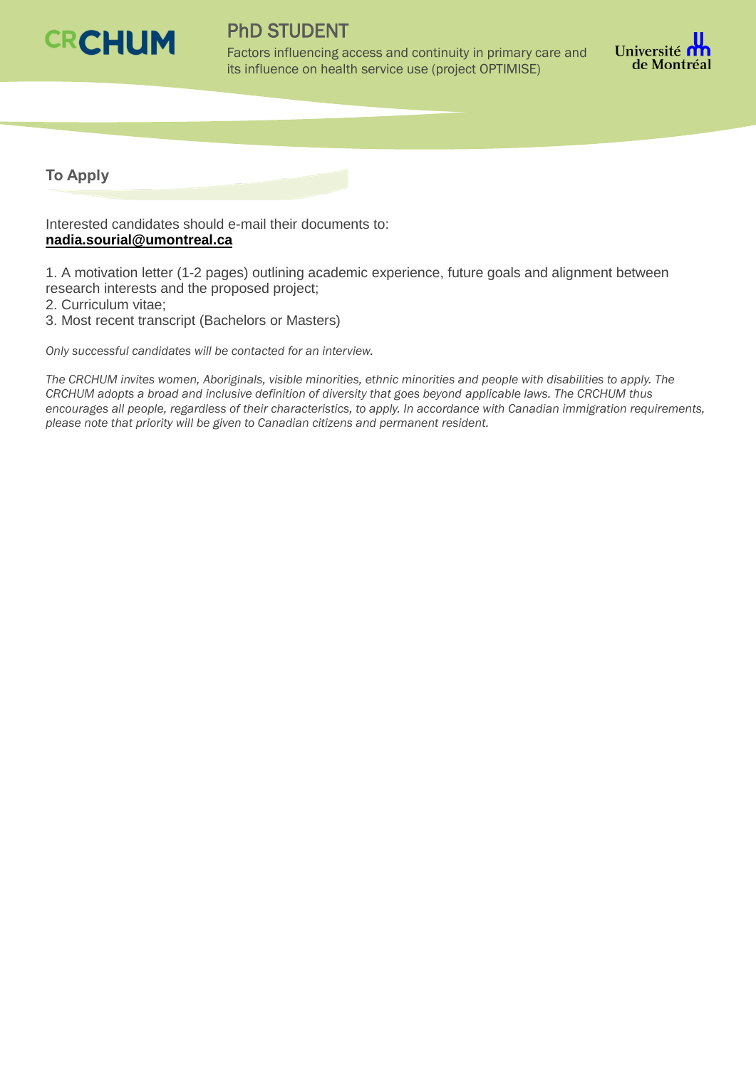# PhD STUDENT

Factors influencing access and continuity in primary care and its influence on health service use (project OPTIMISE)

## To Apply

Interested candidates should e-mail their documents to:
**nadia.sourial@umontreal.ca**

1. A motivation letter (1-2 pages) outlining academic experience, future goals and alignment between research interests and the proposed project;
2. Curriculum vitae;
3. Most recent transcript (Bachelors or Masters)

*Only successful candidates will be contacted for an interview.*

*The CRCHUM invites women, Aboriginals, visible minorities, ethnic minorities and people with disabilities to apply. The CRCHUM adopts a broad and inclusive definition of diversity that goes beyond applicable laws. The CRCHUM thus encourages all people, regardless of their characteristics, to apply. In accordance with Canadian immigration requirements, please note that priority will be given to Canadian citizens and permanent resident.*